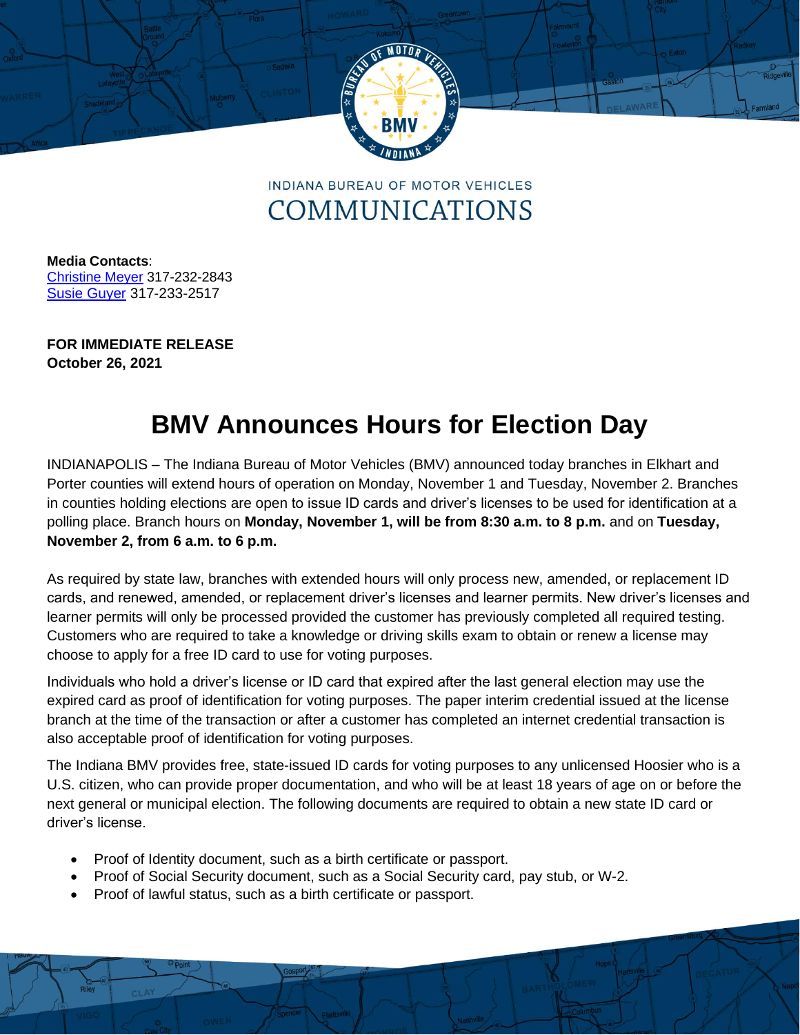INDIANA BUREAU OF MOTOR VEHICLES
COMMUNICATIONS

**Media Contacts**:
Christine Meyer 317-232-2843
Susie Guyer 317-233-2517

**FOR IMMEDIATE RELEASE**
**October 26, 2021**

# BMV Announces Hours for Election Day

INDIANAPOLIS – The Indiana Bureau of Motor Vehicles (BMV) announced today branches in Elkhart and Porter counties will extend hours of operation on Monday, November 1 and Tuesday, November 2. Branches in counties holding elections are open to issue ID cards and driver's licenses to be used for identification at a polling place. Branch hours on **Monday, November 1, will be from 8:30 a.m. to 8 p.m.** and on **Tuesday, November 2, from 6 a.m. to 6 p.m.**

As required by state law, branches with extended hours will only process new, amended, or replacement ID cards, and renewed, amended, or replacement driver's licenses and learner permits. New driver's licenses and learner permits will only be processed provided the customer has previously completed all required testing. Customers who are required to take a knowledge or driving skills exam to obtain or renew a license may choose to apply for a free ID card to use for voting purposes.

Individuals who hold a driver's license or ID card that expired after the last general election may use the expired card as proof of identification for voting purposes. The paper interim credential issued at the license branch at the time of the transaction or after a customer has completed an internet credential transaction is also acceptable proof of identification for voting purposes.

The Indiana BMV provides free, state-issued ID cards for voting purposes to any unlicensed Hoosier who is a U.S. citizen, who can provide proper documentation, and who will be at least 18 years of age on or before the next general or municipal election. The following documents are required to obtain a new state ID card or driver's license.

- Proof of Identity document, such as a birth certificate or passport.
- Proof of Social Security document, such as a Social Security card, pay stub, or W-2.
- Proof of lawful status, such as a birth certificate or passport.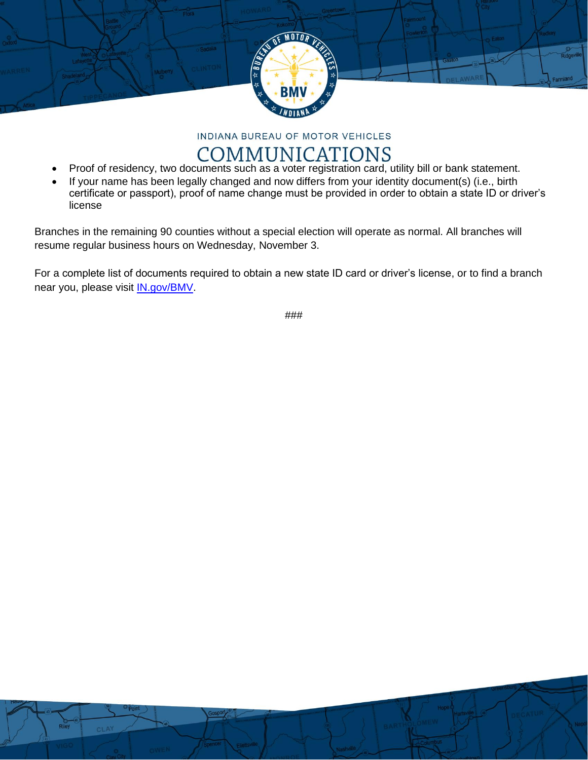- Proof of residency, two documents such as a voter registration card, utility bill or bank statement.
- If your name has been legally changed and now differs from your identity document(s) (i.e., birth certificate or passport), proof of name change must be provided in order to obtain a state ID or driver's license

Branches in the remaining 90 counties without a special election will operate as normal. All branches will resume regular business hours on Wednesday, November 3.

For a complete list of documents required to obtain a new state ID card or driver's license, or to find a branch near you, please visit [IN.gov/BMV](IN.gov/BMV).

###